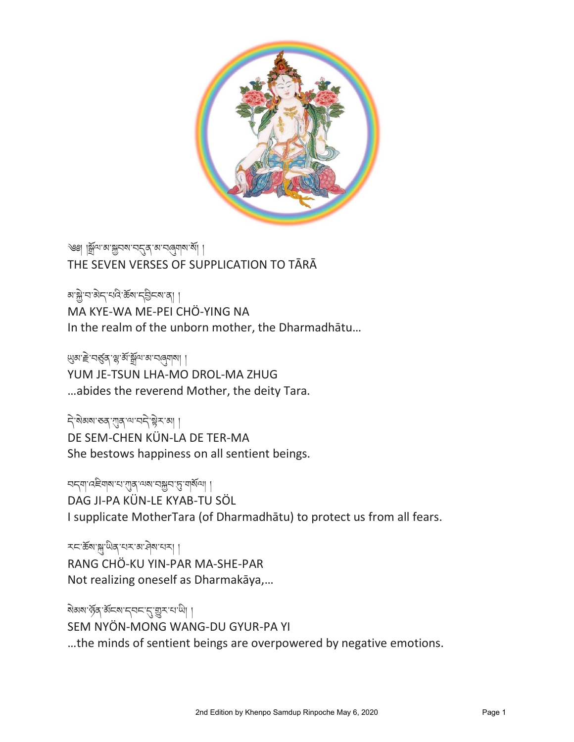༄༅། །སྒྲོལ་མ་སྐྱབས་བདུན་མ་བཞུགས་སོ། །

# THE SEVEN VERSES OF SUPPLICATION TO TĀRĀ

མ་སྐྱེ་བ་མེད་པའི་ཆོས་དབྱིངས་ན། །
MA KYE-WA ME-PEI CHÖ-YING NA
In the realm of the unborn mother, the Dharmadhātu…

ཡུམ་རྗེ་བཙུན་ལྷ་མོ་སྒྲོལ་མ་བཞུགས། །
YUM JE-TSUN LHA-MO DROL-MA ZHUG
…abides the reverend Mother, the deity Tara.

དེ་སེམས་ཅན་ཀུན་ལ་བདེ་སྟེར་མ། །
DE SEM-CHEN KÜN-LA DE TER-MA
She bestows happiness on all sentient beings.

བདག་འཇིགས་པ་ཀུན་ལས་བསྐྱབ་ཏུ་གསོལ། །
DAG JI-PA KÜN-LE KYAB-TU SÖL
I supplicate MotherTara (of Dharmadhātu) to protect us from all fears.

རང་ཆོས་སྐུ་ཡིན་པར་མ་ཤེས་པར། །
RANG CHÖ-KU YIN-PAR MA-SHE-PAR
Not realizing oneself as Dharmakāya,…

སེམས་ཉོན་མོངས་དབང་དུ་གྱུར་པ་ཡི། །
SEM NYÖN-MONG WANG-DU GYUR-PA YI
…the minds of sentient beings are overpowered by negative emotions.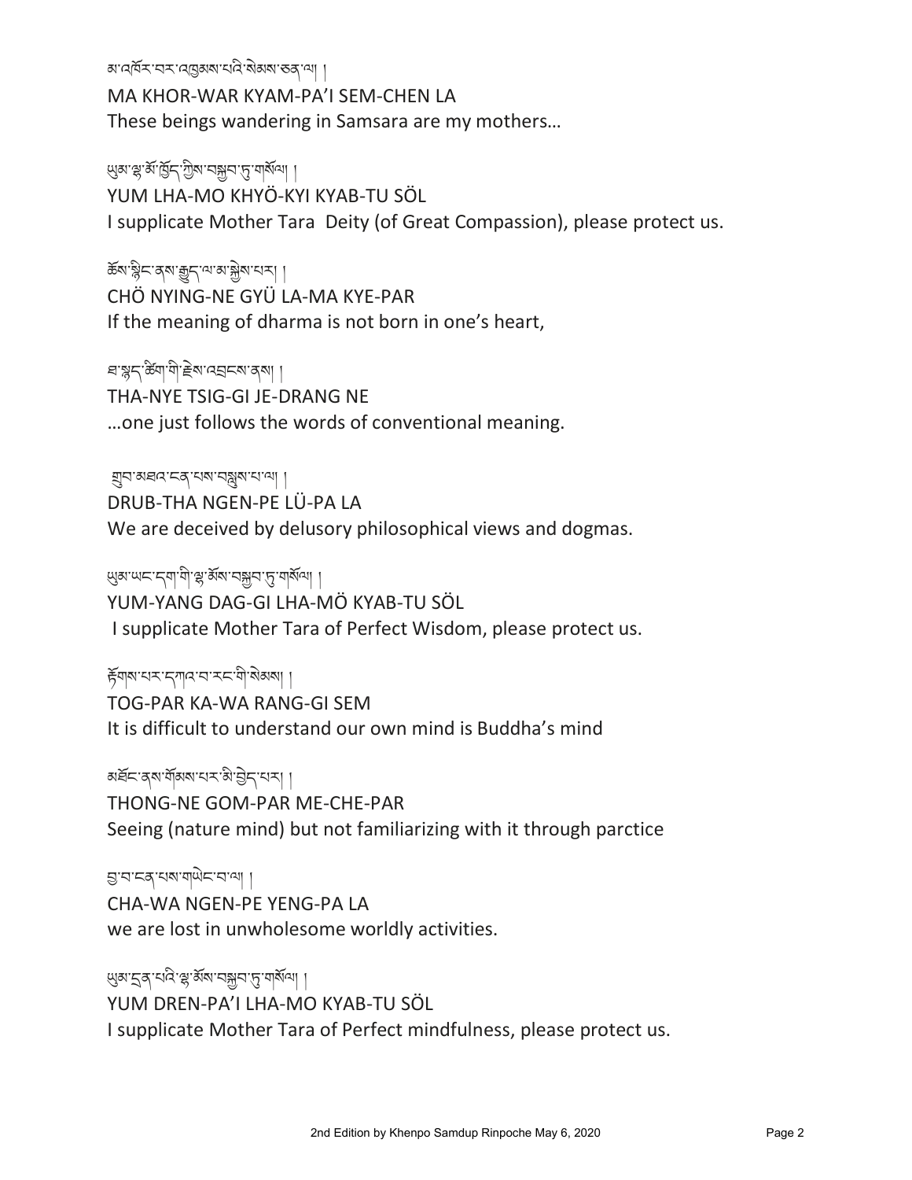མ་འཁོར་བར་འཁྱམས་པའི་སེམས་ཅན་ལ། །
MA KHOR-WAR KYAM-PA'I SEM-CHEN LA
These beings wandering in Samsara are my mothers…

ཡུམ་ལྷ་མོ་ཁྱོད་ཀྱིས་བསྐྱབ་ཏུ་གསོལ། །
YUM LHA-MO KHYÖ-KYI KYAB-TU SÖL
I supplicate Mother Tara  Deity (of Great Compassion), please protect us.

ཆོས་སྙིང་ནས་རྒྱུད་ལ་མ་སྐྱེས་པར། །
CHÖ NYING-NE GYÜ LA-MA KYE-PAR
If the meaning of dharma is not born in one's heart,

ཐ་སྙད་ཚིག་གི་རྗེས་འབྲངས་ནས། །
THA-NYE TSIG-GI JE-DRANG NE
…one just follows the words of conventional meaning.

གྲུབ་མཐའ་ངན་པས་བསླུས་པ་ལ། །
DRUB-THA NGEN-PE LÜ-PA LA
We are deceived by delusory philosophical views and dogmas.

ཡུམ་ཡང་དག་གི་ལྷ་མོས་བསྐྱབ་ཏུ་གསོལ། །
YUM-YANG DAG-GI LHA-MÖ KYAB-TU SÖL
I supplicate Mother Tara of Perfect Wisdom, please protect us.

རྟོགས་པར་དཀའ་བ་རང་གི་སེམས། །
TOG-PAR KA-WA RANG-GI SEM
It is difficult to understand our own mind is Buddha's mind

མཐོང་ནས་གོམས་པར་མི་བྱེད་པར། །
THONG-NE GOM-PAR ME-CHE-PAR
Seeing (nature mind) but not familiarizing with it through parctice

བྱ་བ་ངན་པས་གཡེང་བ་ལ། །
CHA-WA NGEN-PE YENG-PA LA
we are lost in unwholesome worldly activities.

ཡུམ་དྲན་པའི་ལྷ་མོས་བསྐྱབ་ཏུ་གསོལ། །
YUM DREN-PA'I LHA-MO KYAB-TU SÖL
I supplicate Mother Tara of Perfect mindfulness, please protect us.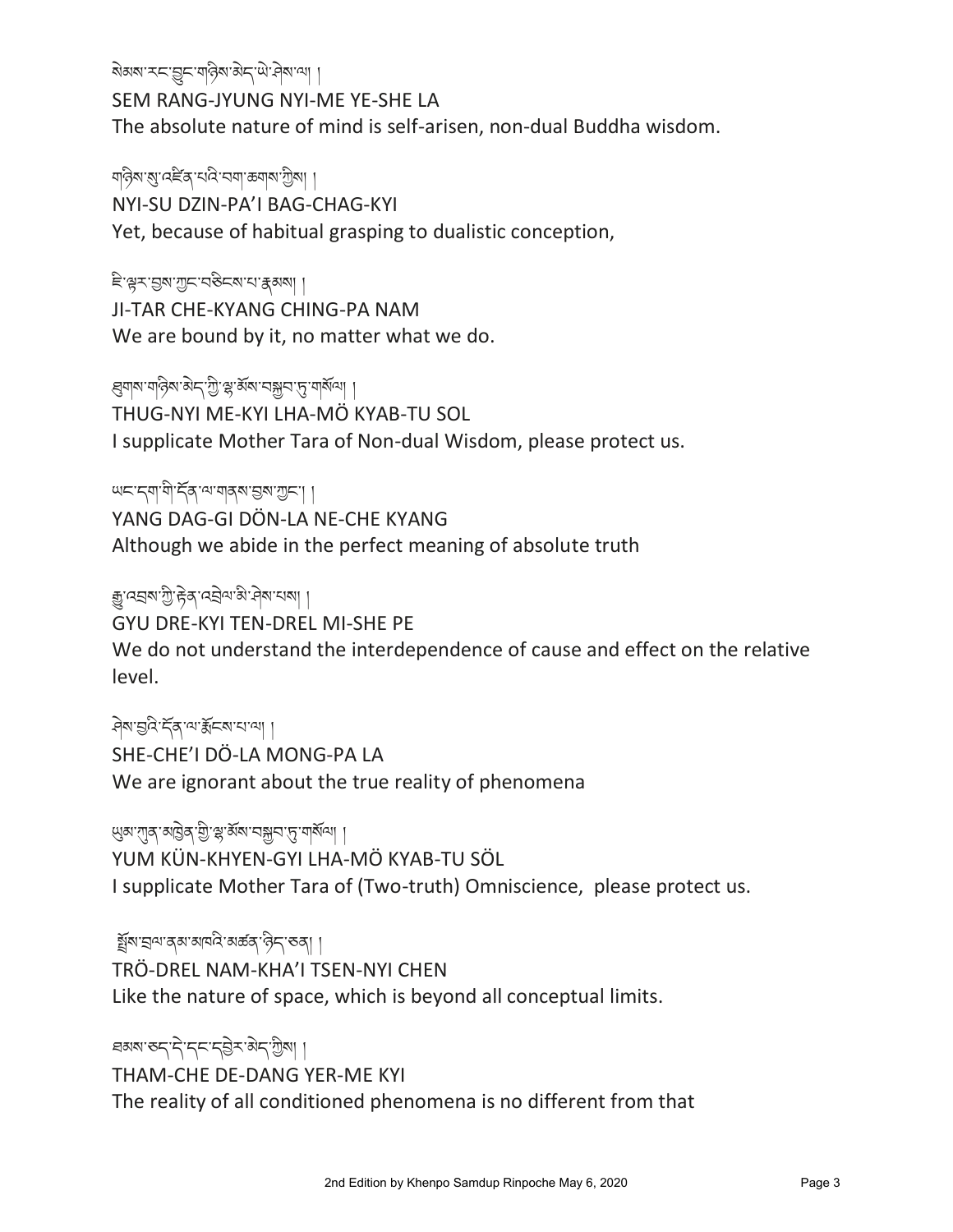སེམས་རང་བྱུང་གཉིས་མེད་ཡེ་ཤེས་ལ། །
SEM RANG-JYUNG NYI-ME YE-SHE LA
The absolute nature of mind is self-arisen, non-dual Buddha wisdom.

གཉིས་སུ་འཛིན་པའི་བག་ཆགས་ཀྱིས། །
NYI-SU DZIN-PA'I BAG-CHAG-KYI
Yet, because of habitual grasping to dualistic conception,

ཇི་ལྟར་བྱས་ཀྱང་བཅིངས་པ་རྣམས། །
JI-TAR CHE-KYANG CHING-PA NAM
We are bound by it, no matter what we do.

ཐུགས་གཉིས་མེད་ཀྱི་ལྷ་མོས་སྐྱབས་ཏུ་གསོལ། །
THUG-NYI ME-KYI LHA-MÖ KYAB-TU SOL
I supplicate Mother Tara of Non-dual Wisdom, please protect us.

ཡང་དག་གི་དོན་ལ་གནས་བྱས་ཀྱང་། །
YANG DAG-GI DÖN-LA NE-CHE KYANG
Although we abide in the perfect meaning of absolute truth

རྒྱུ་འབྲས་ཀྱི་རྟེན་འབྲེལ་མི་ཤེས་པས། །
GYU DRE-KYI TEN-DREL MI-SHE PE
We do not understand the interdependence of cause and effect on the relative level.

ཤེས་བྱའི་དོན་ལ་རྨོངས་པ་ལ། །
SHE-CHE'I DÖ-LA MONG-PA LA
We are ignorant about the true reality of phenomena

ཡུམ་ཀུན་མཁྱེན་གྱི་ལྷ་མོས་སྐྱབས་ཏུ་གསོལ། །
YUM KÜN-KHYEN-GYI LHA-MÖ KYAB-TU SÖL
I supplicate Mother Tara of (Two-truth) Omniscience, please protect us.

སྤྲོས་བྲལ་ནམ་མཁའི་མཚན་ཉིད་ཅན། །
TRÖ-DREL NAM-KHA'I TSEN-NYI CHEN
Like the nature of space, which is beyond all conceptual limits.

ཐམས་ཅད་དེ་དང་དབྱེར་མེད་ཀྱིས། །
THAM-CHE DE-DANG YER-ME KYI
The reality of all conditioned phenomena is no different from that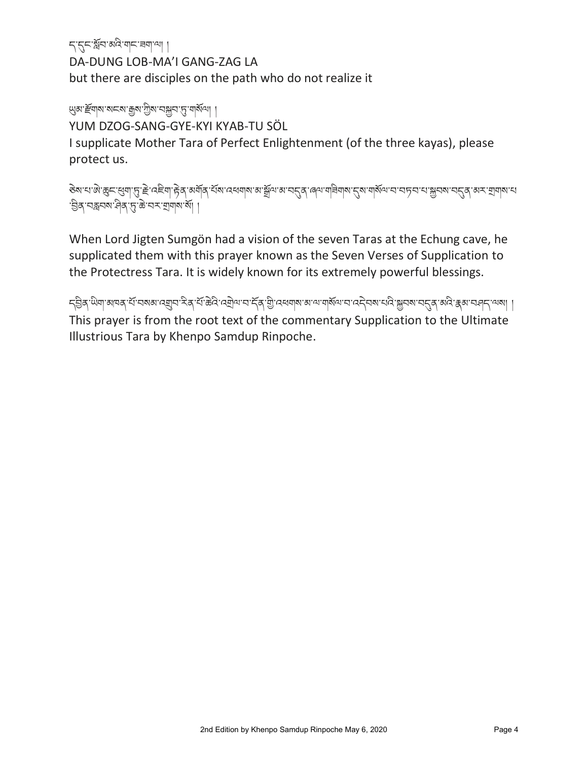ད་དུང་སློབ་མའི་གང་ཟག་ལ། །
DA-DUNG LOB-MA'I GANG-ZAG LA
but there are disciples on the path who do not realize it

ཡུམ་རྫོགས་སངས་རྒྱས་ཀྱིས་བསྐྱབ་ཏུ་གསོལ། །
YUM DZOG-SANG-GYE-KYI KYAB-TU SÖL
I supplicate Mother Tara of Perfect Enlightenment (of the three kayas), please protect us.

ཅེས་པ་ཨེ་ཆུང་ཕུག་ཏུ་རྗེ་འཇིག་རྟེན་མགོན་པོས་འཕགས་མ་སྒྲོལ་མ་བདུན་ཞལ་གཟིགས་དུས་གསོལ་བ་བཏབ་པ་སྐྱབས་བདུན་མར་ གྲགས་པ་བྱིན་བརླབས་ཤིན་ཏུ་ཆེ་བར་གྲགས་སོ། །

When Lord Jigten Sumgön had a vision of the seven Taras at the Echung cave, he supplicated them with this prayer known as the Seven Verses of Supplication to the Protectress Tara. It is widely known for its extremely powerful blessings.

དབྱིན་ཡིག་མཁན་པོ་བསམ་འགྲུབ་རིན་པོ་ཆེའི་འགྲེལ་བ་དོན་གྱི་འཕགས་མ་ལ་གསོལ་བ་འདེབས་པའི་སྐྱབས་བདུན་མའི་རྣམ་བཤད་ལས། །
This prayer is from the root text of the commentary Supplication to the Ultimate Illustrious Tara by Khenpo Samdup Rinpoche.